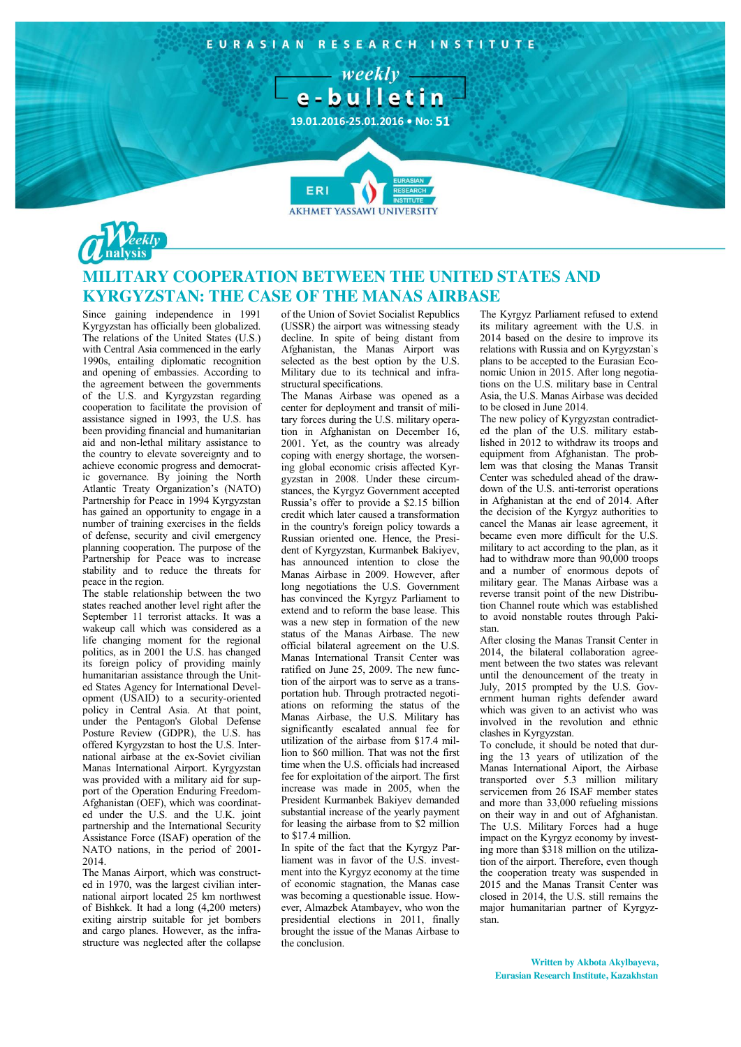EURASIAN RESEARCH INSTITUTE

*weekly*
**e-bulletin**

19.01.2016-25.01.2016 • No: 51

ERI EURASIAN RESEARCH INSTITUTE
AKHMET YASSAWI UNIVERSITY

*Weekly Analysis*

# MILITARY COOPERATION BETWEEN THE UNITED STATES AND KYRGYZSTAN: THE CASE OF THE MANAS AIRBASE

Since gaining independence in 1991 Kyrgyzstan has officially been globalized. The relations of the United States (U.S.) with Central Asia commenced in the early 1990s, entailing diplomatic recognition and opening of embassies. According to the agreement between the governments of the U.S. and Kyrgyzstan regarding cooperation to facilitate the provision of assistance signed in 1993, the U.S. has been providing financial and humanitarian aid and non-lethal military assistance to the country to elevate sovereignty and to achieve economic progress and democratic governance. By joining the North Atlantic Treaty Organization's (NATO) Partnership for Peace in 1994 Kyrgyzstan has gained an opportunity to engage in a number of training exercises in the fields of defense, security and civil emergency planning cooperation. The purpose of the Partnership for Peace was to increase stability and to reduce the threats for peace in the region.

The stable relationship between the two states reached another level right after the September 11 terrorist attacks. It was a wakeup call which was considered as a life changing moment for the regional politics, as in 2001 the U.S. has changed its foreign policy of providing mainly humanitarian assistance through the United States Agency for International Development (USAID) to a security-oriented policy in Central Asia. At that point, under the Pentagon's Global Defense Posture Review (GDPR), the U.S. has offered Kyrgyzstan to host the U.S. International airbase at the ex-Soviet civilian Manas International Airport. Kyrgyzstan was provided with a military aid for support of the Operation Enduring Freedom-Afghanistan (OEF), which was coordinated under the U.S. and the U.K. joint partnership and the International Security Assistance Force (ISAF) operation of the NATO nations, in the period of 2001-2014.

The Manas Airport, which was constructed in 1970, was the largest civilian international airport located 25 km northwest of Bishkek. It had a long (4,200 meters) exiting airstrip suitable for jet bombers and cargo planes. However, as the infrastructure was neglected after the collapse of the Union of Soviet Socialist Republics (USSR) the airport was witnessing steady decline. In spite of being distant from Afghanistan, the Manas Airport was selected as the best option by the U.S. Military due to its technical and infrastructural specifications.

The Manas Airbase was opened as a center for deployment and transit of military forces during the U.S. military operation in Afghanistan on December 16, 2001. Yet, as the country was already coping with energy shortage, the worsening global economic crisis affected Kyrgyzstan in 2008. Under these circumstances, the Kyrgyz Government accepted Russia's offer to provide a $2.15 billion credit which later caused a transformation in the country's foreign policy towards a Russian oriented one. Hence, the President of Kyrgyzstan, Kurmanbek Bakiyev, has announced intention to close the Manas Airbase in 2009. However, after long negotiations the U.S. Government has convinced the Kyrgyz Parliament to extend and to reform the base lease. This was a new step in formation of the new status of the Manas Airbase. The new official bilateral agreement on the U.S. Manas International Transit Center was ratified on June 25, 2009. The new function of the airport was to serve as a transportation hub. Through protracted negotiations on reforming the status of the Manas Airbase, the U.S. Military has significantly escalated annual fee for utilization of the airbase from $17.4 million to $60 million. That was not the first time when the U.S. officials had increased fee for exploitation of the airport. The first increase was made in 2005, when the President Kurmanbek Bakiyev demanded substantial increase of the yearly payment for leasing the airbase from $2 million to $17.4 million.

In spite of the fact that the Kyrgyz Parliament was in favor of the U.S. investment into the Kyrgyz economy at the time of economic stagnation, the Manas case was becoming a questionable issue. However, Almazbek Atambayev, who won the presidential elections in 2011, finally brought the issue of the Manas Airbase to the conclusion.

The Kyrgyz Parliament refused to extend its military agreement with the U.S. in 2014 based on the desire to improve its relations with Russia and on Kyrgyzstan`s plans to be accepted to the Eurasian Economic Union in 2015. After long negotiations on the U.S. military base in Central Asia, the U.S. Manas Airbase was decided to be closed in June 2014.

The new policy of Kyrgyzstan contradicted the plan of the U.S. military established in 2012 to withdraw its troops and equipment from Afghanistan. The problem was that closing the Manas Transit Center was scheduled ahead of the drawdown of the U.S. anti-terrorist operations in Afghanistan at the end of 2014. After the decision of the Kyrgyz authorities to cancel the Manas air lease agreement, it became even more difficult for the U.S. military to act according to the plan, as it had to withdraw more than 90,000 troops and a number of enormous depots of military gear. The Manas Airbase was a reverse transit point of the new Distribution Channel route which was established to avoid nonstable routes through Pakistan.

After closing the Manas Transit Center in 2014, the bilateral collaboration agreement between the two states was relevant until the denouncement of the treaty in July, 2015 prompted by the U.S. Government human rights defender award which was given to an activist who was involved in the revolution and ethnic clashes in Kyrgyzstan.

To conclude, it should be noted that during the 13 years of utilization of the Manas International Aiport, the Airbase transported over 5.3 million military servicemen from 26 ISAF member states and more than 33,000 refueling missions on their way in and out of Afghanistan. The U.S. Military Forces had a huge impact on the Kyrgyz economy by investing more than $318 million on the utilization of the airport. Therefore, even though the cooperation treaty was suspended in 2015 and the Manas Transit Center was closed in 2014, the U.S. still remains the major humanitarian partner of Kyrgyzstan.

**Written by Akbota Akylbayeva,**
**Eurasian Research Institute, Kazakhstan**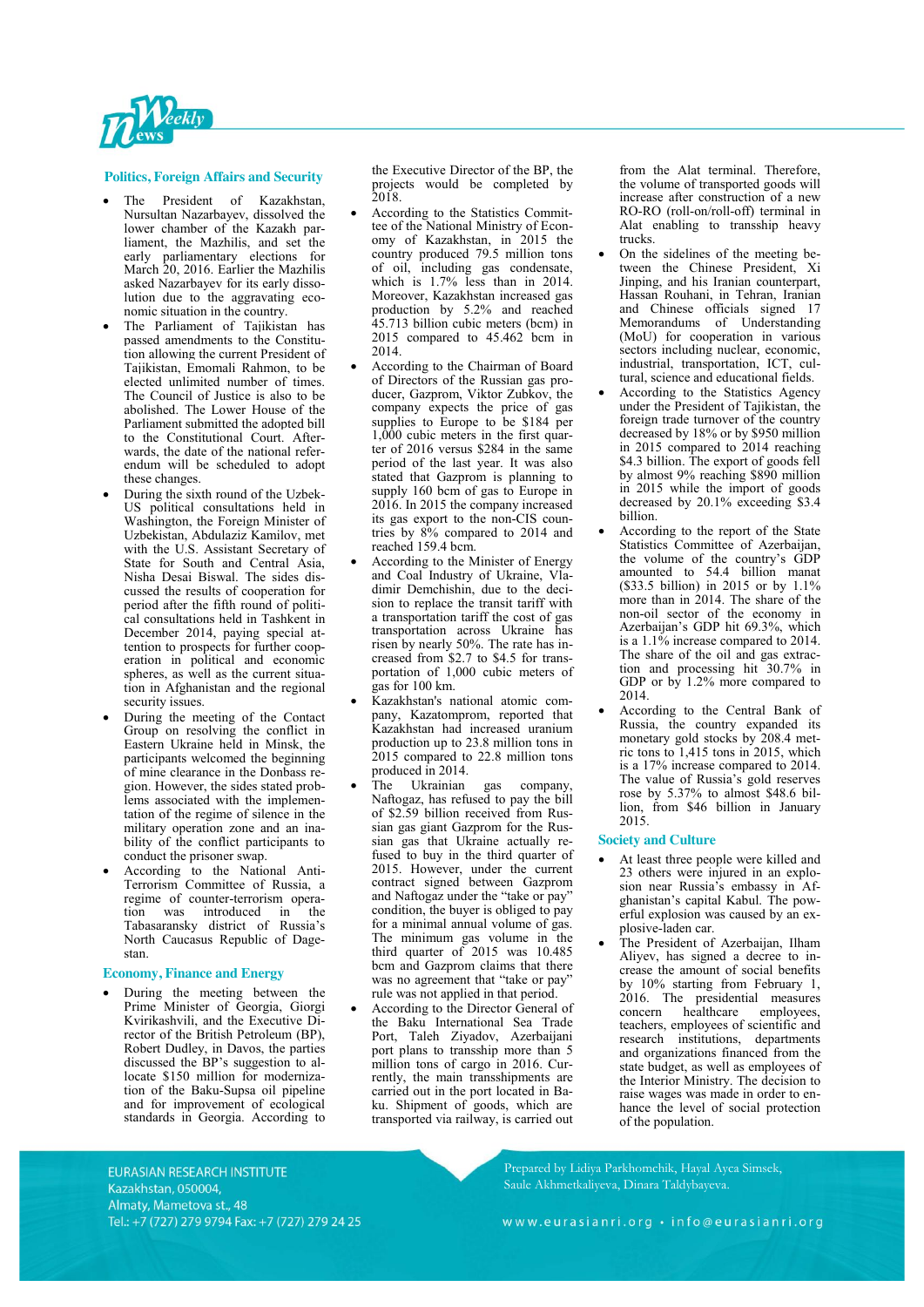## Politics, Foreign Affairs and Security

- The President of Kazakhstan, Nursultan Nazarbayev, dissolved the lower chamber of the Kazakh parliament, the Mazhilis, and set the early parliamentary elections for March 20, 2016. Earlier the Mazhilis asked Nazarbayev for its early dissolution due to the aggravating economic situation in the country.
- The Parliament of Tajikistan has passed amendments to the Constitution allowing the current President of Tajikistan, Emomali Rahmon, to be elected unlimited number of times. The Council of Justice is also to be abolished. The Lower House of the Parliament submitted the adopted bill to the Constitutional Court. Afterwards, the date of the national referendum will be scheduled to adopt these changes.
- During the sixth round of the Uzbek-US political consultations held in Washington, the Foreign Minister of Uzbekistan, Abdulaziz Kamilov, met with the U.S. Assistant Secretary of State for South and Central Asia, Nisha Desai Biswal. The sides discussed the results of cooperation for period after the fifth round of political consultations held in Tashkent in December 2014, paying special attention to prospects for further cooperation in political and economic spheres, as well as the current situation in Afghanistan and the regional security issues.
- During the meeting of the Contact Group on resolving the conflict in Eastern Ukraine held in Minsk, the participants welcomed the beginning of mine clearance in the Donbass region. However, the sides stated problems associated with the implementation of the regime of silence in the military operation zone and an inability of the conflict participants to conduct the prisoner swap.
- According to the National Anti-Terrorism Committee of Russia, a regime of counter-terrorism operation was introduced in the Tabasaransky district of Russia's North Caucasus Republic of Dagestan.

## Economy, Finance and Energy

- During the meeting between the Prime Minister of Georgia, Giorgi Kvirikashvili, and the Executive Director of the British Petroleum (BP), Robert Dudley, in Davos, the parties discussed the BP's suggestion to allocate $150 million for modernization of the Baku-Supsa oil pipeline and for improvement of ecological standards in Georgia. According to the Executive Director of the BP, the projects would be completed by 2018.
- According to the Statistics Committee of the National Ministry of Economy of Kazakhstan, in 2015 the country produced 79.5 million tons of oil, including gas condensate, which is 1.7% less than in 2014. Moreover, Kazakhstan increased gas production by 5.2% and reached 45.713 billion cubic meters (bcm) in 2015 compared to 45.462 bcm in 2014.
- According to the Chairman of Board of Directors of the Russian gas producer, Gazprom, Viktor Zubkov, the company expects the price of gas supplies to Europe to be $184 per 1,000 cubic meters in the first quarter of 2016 versus $284 in the same period of the last year. It was also stated that Gazprom is planning to supply 160 bcm of gas to Europe in 2016. In 2015 the company increased its gas export to the non-CIS countries by 8% compared to 2014 and reached 159.4 bcm.
- According to the Minister of Energy and Coal Industry of Ukraine, Vladimir Demchishin, due to the decision to replace the transit tariff with a transportation tariff the cost of gas transportation across Ukraine has risen by nearly 50%. The rate has increased from $2.7 to $4.5 for transportation of 1,000 cubic meters of gas for 100 km.
- Kazakhstan's national atomic company, Kazatomprom, reported that Kazakhstan had increased uranium production up to 23.8 million tons in 2015 compared to 22.8 million tons produced in 2014.
- The Ukrainian gas company, Naftogaz, has refused to pay the bill of $2.59 billion received from Russian gas giant Gazprom for the Russian gas that Ukraine actually refused to buy in the third quarter of 2015. However, under the current contract signed between Gazprom and Naftogaz under the "take or pay" condition, the buyer is obliged to pay for a minimal annual volume of gas. The minimum gas volume in the third quarter of 2015 was 10.485 bcm and Gazprom claims that there was no agreement that "take or pay" rule was not applied in that period.
- According to the Director General of the Baku International Sea Trade Port, Taleh Ziyadov, Azerbaijani port plans to transship more than 5 million tons of cargo in 2016. Currently, the main transshipments are carried out in the port located in Baku. Shipment of goods, which are transported via railway, is carried out from the Alat terminal. Therefore, the volume of transported goods will increase after construction of a new RO-RO (roll-on/roll-off) terminal in Alat enabling to transship heavy trucks.
- On the sidelines of the meeting between the Chinese President, Xi Jinping, and his Iranian counterpart, Hassan Rouhani, in Tehran, Iranian and Chinese officials signed 17 Memorandums of Understanding (MoU) for cooperation in various sectors including nuclear, economic, industrial, transportation, ICT, cultural, science and educational fields.
- According to the Statistics Agency under the President of Tajikistan, the foreign trade turnover of the country decreased by 18% or by $950 million in 2015 compared to 2014 reaching $4.3 billion. The export of goods fell by almost 9% reaching $890 million in 2015 while the import of goods decreased by 20.1% exceeding $3.4 billion.
- According to the report of the State Statistics Committee of Azerbaijan, the volume of the country's GDP amounted to 54.4 billion manat ($33.5 billion) in 2015 or by 1.1% more than in 2014. The share of the non-oil sector of the economy in Azerbaijan's GDP hit 69.3%, which is a 1.1% increase compared to 2014. The share of the oil and gas extraction and processing hit 30.7% in GDP or by 1.2% more compared to 2014.
- According to the Central Bank of Russia, the country expanded its monetary gold stocks by 208.4 metric tons to 1,415 tons in 2015, which is a 17% increase compared to 2014. The value of Russia's gold reserves rose by 5.37% to almost $48.6 billion, from $46 billion in January 2015.

## Society and Culture

- At least three people were killed and 23 others were injured in an explosion near Russia's embassy in Afghanistan's capital Kabul. The powerful explosion was caused by an explosive-laden car.
- The President of Azerbaijan, Ilham Aliyev, has signed a decree to increase the amount of social benefits by 10% starting from February 1, 2016. The presidential measures concern healthcare employees, teachers, employees of scientific and research institutions, departments and organizations financed from the state budget, as well as employees of the Interior Ministry. The decision to raise wages was made in order to enhance the level of social protection of the population.

EURASIAN RESEARCH INSTITUTE
Kazakhstan, 050004,
Almaty, Mametova st., 48
Tel.: +7 (727) 279 9794 Fax: +7 (727) 279 24 25

Prepared by Lidiya Parkhomchik, Hayal Ayca Simsek, Saule Akhmetkaliyeva, Dinara Taldybayeva.

www.eurasianri.org • info@eurasianri.org